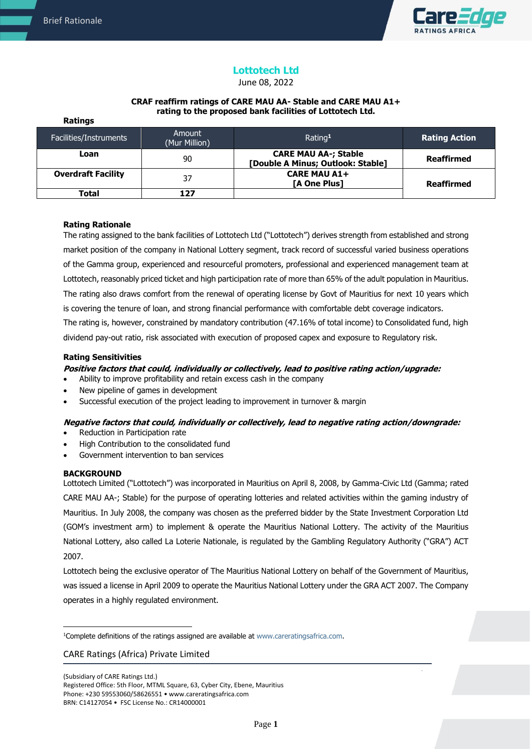# Lottotech Ltd

June 08, 2022

**CRAF reaffirm ratings of CARE MAU AA- Stable and CARE MAU A1+ rating to the proposed bank facilities of Lottotech Ltd.**

**Ratings**

| Facilities/Instruments | Amount (Mur Million) | Rating[1] | Rating Action |
|---|---|---|---|
| **Loan** | 90 | **CARE MAU AA-; Stable [Double A Minus; Outlook: Stable]** | **Reaffirmed** |
| **Overdraft Facility** | 37 | **CARE MAU A1+ [A One Plus]** | **Reaffirmed** |
| **Total** | **127** | | |

**Rating Rationale**

The rating assigned to the bank facilities of Lottotech Ltd ("Lottotech") derives strength from established and strong market position of the company in National Lottery segment, track record of successful varied business operations of the Gamma group, experienced and resourceful promoters, professional and experienced management team at Lottotech, reasonably priced ticket and high participation rate of more than 65% of the adult population in Mauritius. The rating also draws comfort from the renewal of operating license by Govt of Mauritius for next 10 years which is covering the tenure of loan, and strong financial performance with comfortable debt coverage indicators.

The rating is, however, constrained by mandatory contribution (47.16% of total income) to Consolidated fund, high dividend pay-out ratio, risk associated with execution of proposed capex and exposure to Regulatory risk.

**Rating Sensitivities**

***Positive factors that could, individually or collectively, lead to positive rating action/upgrade:***

- Ability to improve profitability and retain excess cash in the company
- New pipeline of games in development
- Successful execution of the project leading to improvement in turnover & margin

***Negative factors that could, individually or collectively, lead to negative rating action/downgrade:***

- Reduction in Participation rate
- High Contribution to the consolidated fund
- Government intervention to ban services

**BACKGROUND**

Lottotech Limited ("Lottotech") was incorporated in Mauritius on April 8, 2008, by Gamma-Civic Ltd (Gamma; rated CARE MAU AA-; Stable) for the purpose of operating lotteries and related activities within the gaming industry of Mauritius. In July 2008, the company was chosen as the preferred bidder by the State Investment Corporation Ltd (GOM's investment arm) to implement & operate the Mauritius National Lottery. The activity of the Mauritius National Lottery, also called La Loterie Nationale, is regulated by the Gambling Regulatory Authority ("GRA") ACT 2007.

Lottotech being the exclusive operator of The Mauritius National Lottery on behalf of the Government of Mauritius, was issued a license in April 2009 to operate the Mauritius National Lottery under the GRA ACT 2007. The Company operates in a highly regulated environment.

[1]Complete definitions of the ratings assigned are available at www.careratingsafrica.com.

CARE Ratings (Africa) Private Limited

(Subsidiary of CARE Ratings Ltd.)
Registered Office: 5th Floor, MTML Square, 63, Cyber City, Ebene, Mauritius
Phone: +230 59553060/58626551 • www.careratingsafrica.com
BRN: C14127054 • FSC License No.: CR14000001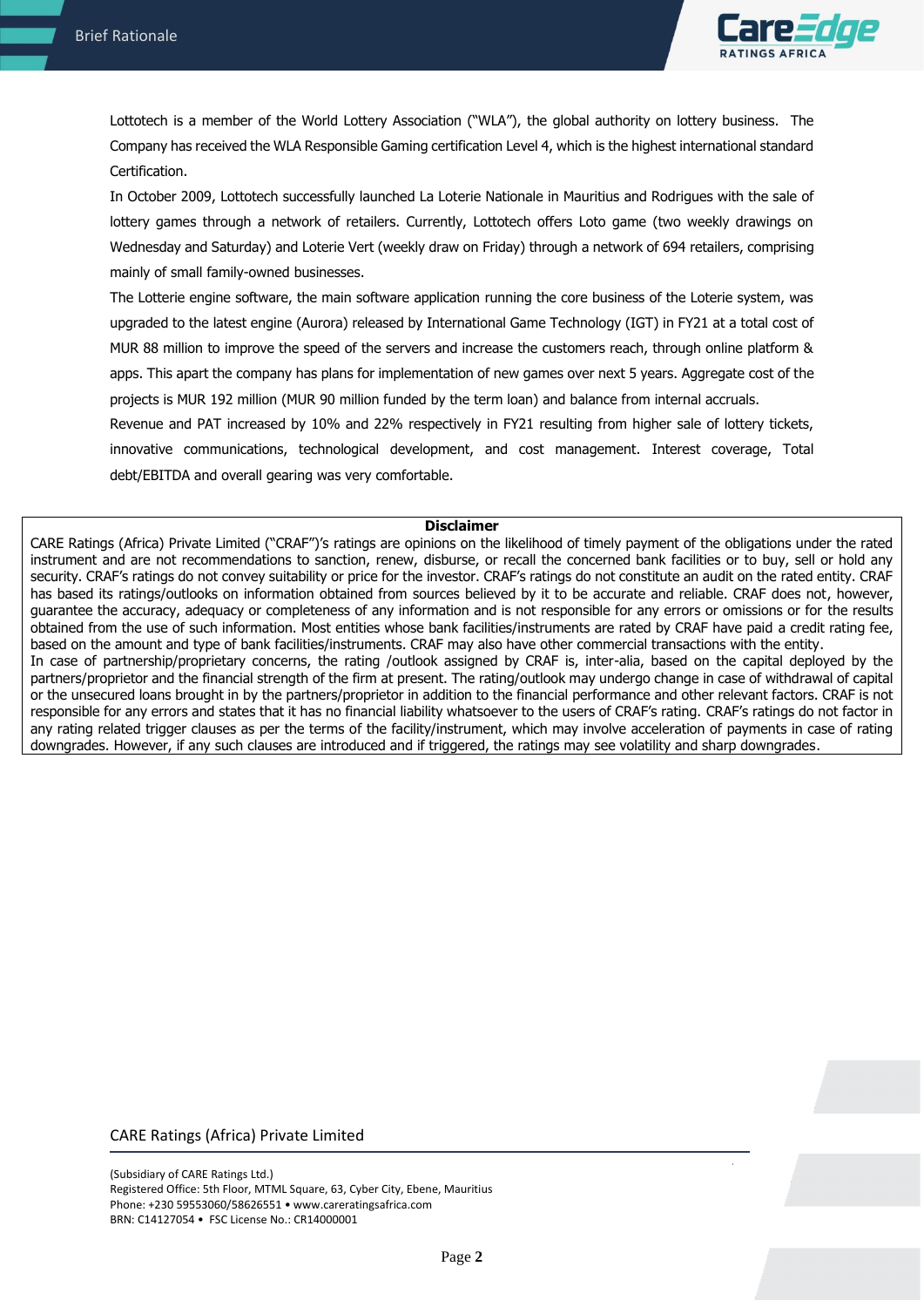Lottotech is a member of the World Lottery Association ("WLA"), the global authority on lottery business. The Company has received the WLA Responsible Gaming certification Level 4, which is the highest international standard Certification.

In October 2009, Lottotech successfully launched La Loterie Nationale in Mauritius and Rodrigues with the sale of lottery games through a network of retailers. Currently, Lottotech offers Loto game (two weekly drawings on Wednesday and Saturday) and Loterie Vert (weekly draw on Friday) through a network of 694 retailers, comprising mainly of small family-owned businesses.

The Lotterie engine software, the main software application running the core business of the Loterie system, was upgraded to the latest engine (Aurora) released by International Game Technology (IGT) in FY21 at a total cost of MUR 88 million to improve the speed of the servers and increase the customers reach, through online platform & apps. This apart the company has plans for implementation of new games over next 5 years. Aggregate cost of the projects is MUR 192 million (MUR 90 million funded by the term loan) and balance from internal accruals.

Revenue and PAT increased by 10% and 22% respectively in FY21 resulting from higher sale of lottery tickets, innovative communications, technological development, and cost management. Interest coverage, Total debt/EBITDA and overall gearing was very comfortable.

**Disclaimer**

CARE Ratings (Africa) Private Limited ("CRAF")'s ratings are opinions on the likelihood of timely payment of the obligations under the rated instrument and are not recommendations to sanction, renew, disburse, or recall the concerned bank facilities or to buy, sell or hold any security. CRAF's ratings do not convey suitability or price for the investor. CRAF's ratings do not constitute an audit on the rated entity. CRAF has based its ratings/outlooks on information obtained from sources believed by it to be accurate and reliable. CRAF does not, however, guarantee the accuracy, adequacy or completeness of any information and is not responsible for any errors or omissions or for the results obtained from the use of such information. Most entities whose bank facilities/instruments are rated by CRAF have paid a credit rating fee, based on the amount and type of bank facilities/instruments. CRAF may also have other commercial transactions with the entity.

In case of partnership/proprietary concerns, the rating /outlook assigned by CRAF is, inter-alia, based on the capital deployed by the partners/proprietor and the financial strength of the firm at present. The rating/outlook may undergo change in case of withdrawal of capital or the unsecured loans brought in by the partners/proprietor in addition to the financial performance and other relevant factors. CRAF is not responsible for any errors and states that it has no financial liability whatsoever to the users of CRAF's rating. CRAF's ratings do not factor in any rating related trigger clauses as per the terms of the facility/instrument, which may involve acceleration of payments in case of rating downgrades. However, if any such clauses are introduced and if triggered, the ratings may see volatility and sharp downgrades.

CARE Ratings (Africa) Private Limited

(Subsidiary of CARE Ratings Ltd.)
Registered Office: 5th Floor, MTML Square, 63, Cyber City, Ebene, Mauritius
Phone: +230 59553060/58626551 • www.careratingsafrica.com
BRN: C14127054 • FSC License No.: CR14000001